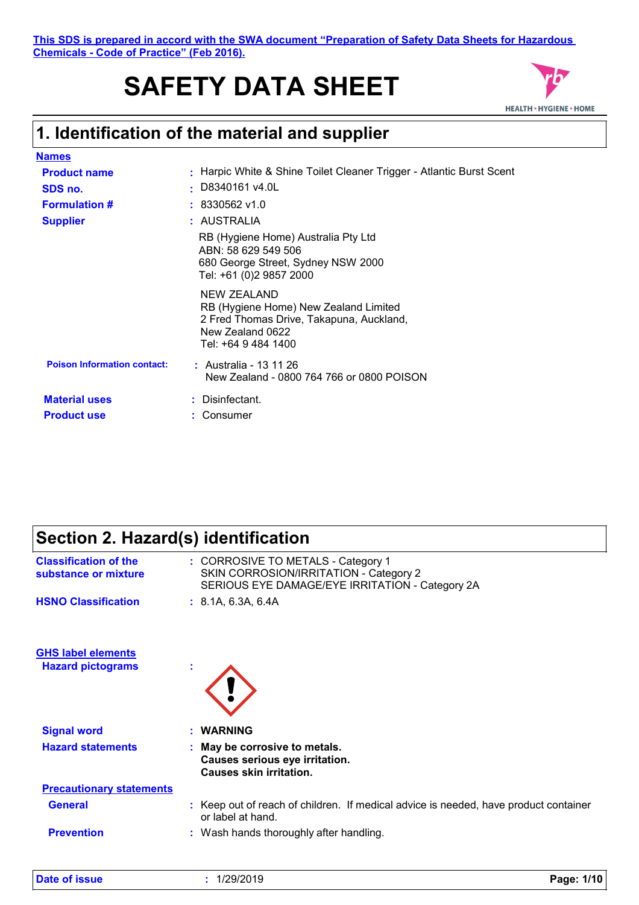**This SDS is prepared in accord with the SWA document "Preparation of Safety Data Sheets for Hazardous Chemicals - Code of Practice" (Feb 2016).**

# SAFETY DATA SHEET

## 1. Identification of the material and supplier

**Names**

| | |
|---|---|
| **Product name** | : Harpic White & Shine Toilet Cleaner Trigger - Atlantic Burst Scent |
| **SDS no.** | : D8340161 v4.0L |
| **Formulation #** | : 8330562 v1.0 |
| **Supplier** | : AUSTRALIA<br>RB (Hygiene Home) Australia Pty Ltd<br>ABN: 58 629 549 506<br>680 George Street, Sydney NSW 2000<br>Tel: +61 (0)2 9857 2000<br><br>NEW ZEALAND<br>RB (Hygiene Home) New Zealand Limited<br>2 Fred Thomas Drive, Takapuna, Auckland,<br>New Zealand 0622<br>Tel: +64 9 484 1400 |
| **Poison Information contact:** | : Australia - 13 11 26<br>New Zealand - 0800 764 766 or 0800 POISON |
| **Material uses** | : Disinfectant. |
| **Product use** | : Consumer |

## Section 2. Hazard(s) identification

| | |
|---|---|
| **Classification of the substance or mixture** | : CORROSIVE TO METALS - Category 1<br>SKIN CORROSION/IRRITATION - Category 2<br>SERIOUS EYE DAMAGE/EYE IRRITATION - Category 2A |
| **HSNO Classification** | : 8.1A, 6.3A, 6.4A |

**GHS label elements**

| | |
|---|---|
| **Hazard pictograms** | : |
| **Signal word** | : **WARNING** |
| **Hazard statements** | : **May be corrosive to metals.**<br>**Causes serious eye irritation.**<br>**Causes skin irritation.** |

**Precautionary statements**

| | |
|---|---|
| **General** | : Keep out of reach of children. If medical advice is needed, have product container or label at hand. |
| **Prevention** | : Wash hands thoroughly after handling. |

**Date of issue** : 1/29/2019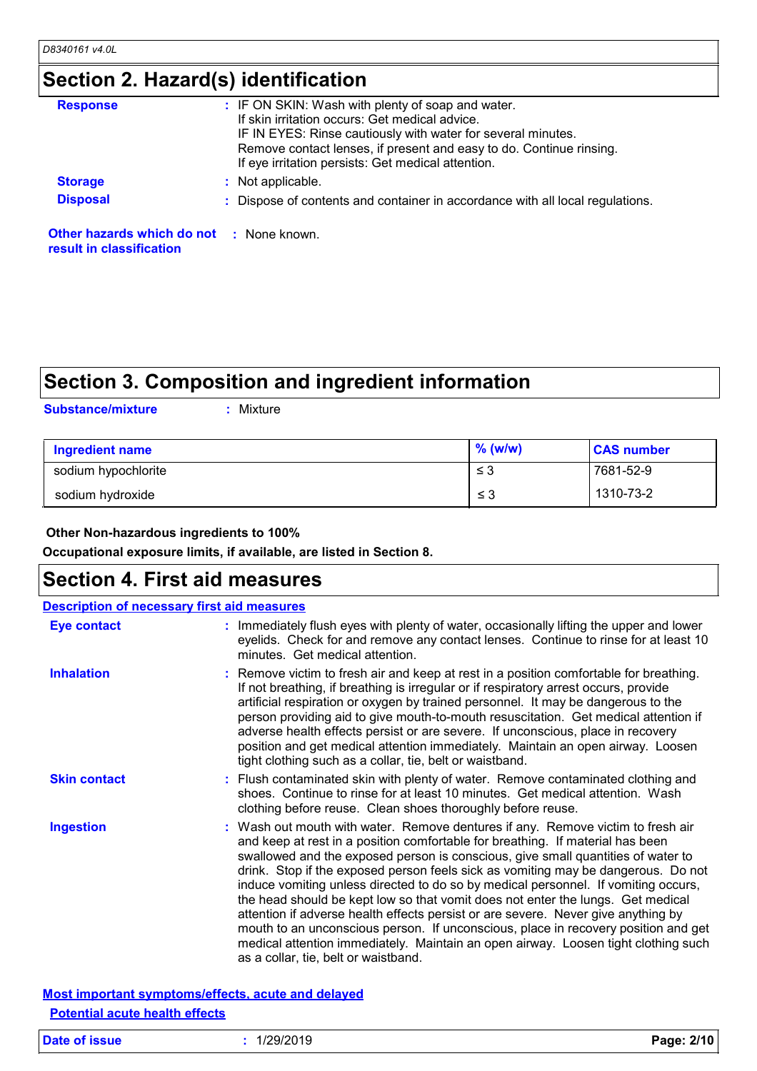## Section 2. Hazard(s) identification

**Response** : IF ON SKIN: Wash with plenty of soap and water.
If skin irritation occurs: Get medical advice.
IF IN EYES: Rinse cautiously with water for several minutes.
Remove contact lenses, if present and easy to do. Continue rinsing.
If eye irritation persists: Get medical attention.

**Storage** : Not applicable.

**Disposal** : Dispose of contents and container in accordance with all local regulations.

**Other hazards which do not result in classification** : None known.

## Section 3. Composition and ingredient information

**Substance/mixture** : Mixture

| Ingredient name | % (w/w) | CAS number |
|---|---|---|
| sodium hypochlorite | ≤ 3 | 7681-52-9 |
| sodium hydroxide | ≤ 3 | 1310-73-2 |

**Other Non-hazardous ingredients to 100%**

**Occupational exposure limits, if available, are listed in Section 8.**

## Section 4. First aid measures

**Description of necessary first aid measures**

**Eye contact** : Immediately flush eyes with plenty of water, occasionally lifting the upper and lower eyelids. Check for and remove any contact lenses. Continue to rinse for at least 10 minutes. Get medical attention.

**Inhalation** : Remove victim to fresh air and keep at rest in a position comfortable for breathing. If not breathing, if breathing is irregular or if respiratory arrest occurs, provide artificial respiration or oxygen by trained personnel. It may be dangerous to the person providing aid to give mouth-to-mouth resuscitation. Get medical attention if adverse health effects persist or are severe. If unconscious, place in recovery position and get medical attention immediately. Maintain an open airway. Loosen tight clothing such as a collar, tie, belt or waistband.

**Skin contact** : Flush contaminated skin with plenty of water. Remove contaminated clothing and shoes. Continue to rinse for at least 10 minutes. Get medical attention. Wash clothing before reuse. Clean shoes thoroughly before reuse.

**Ingestion** : Wash out mouth with water. Remove dentures if any. Remove victim to fresh air and keep at rest in a position comfortable for breathing. If material has been swallowed and the exposed person is conscious, give small quantities of water to drink. Stop if the exposed person feels sick as vomiting may be dangerous. Do not induce vomiting unless directed to do so by medical personnel. If vomiting occurs, the head should be kept low so that vomit does not enter the lungs. Get medical attention if adverse health effects persist or are severe. Never give anything by mouth to an unconscious person. If unconscious, place in recovery position and get medical attention immediately. Maintain an open airway. Loosen tight clothing such as a collar, tie, belt or waistband.

**Most important symptoms/effects, acute and delayed**

**Potential acute health effects**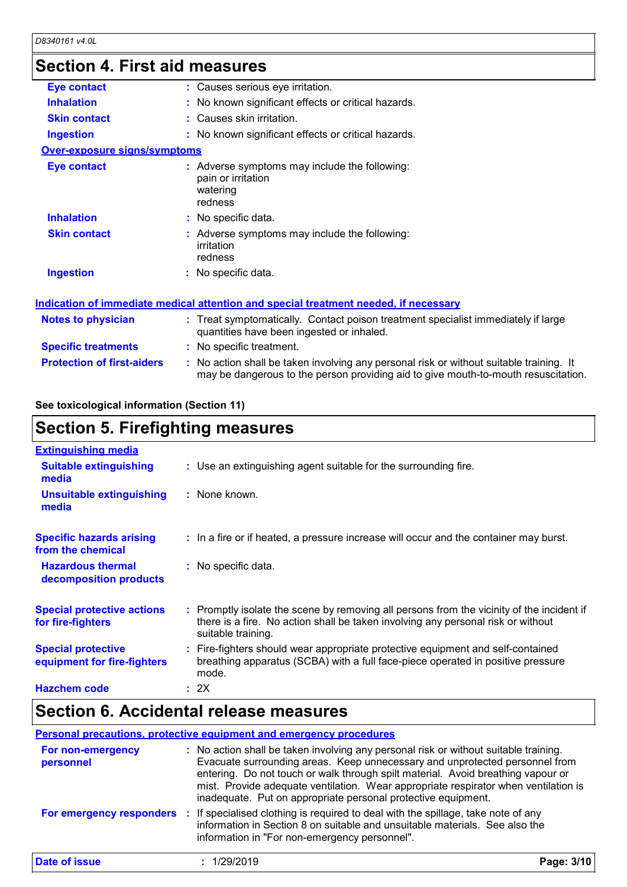## Section 4. First aid measures

| | |
|---|---|
| **Eye contact** | Causes serious eye irritation. |
| **Inhalation** | No known significant effects or critical hazards. |
| **Skin contact** | Causes skin irritation. |
| **Ingestion** | No known significant effects or critical hazards. |

**Over-exposure signs/symptoms**

| | |
|---|---|
| **Eye contact** | Adverse symptoms may include the following:<br>pain or irritation<br>watering<br>redness |
| **Inhalation** | No specific data. |
| **Skin contact** | Adverse symptoms may include the following:<br>irritation<br>redness |
| **Ingestion** | No specific data. |

**Indication of immediate medical attention and special treatment needed, if necessary**

| | |
|---|---|
| **Notes to physician** | Treat symptomatically. Contact poison treatment specialist immediately if large quantities have been ingested or inhaled. |
| **Specific treatments** | No specific treatment. |
| **Protection of first-aiders** | No action shall be taken involving any personal risk or without suitable training. It may be dangerous to the person providing aid to give mouth-to-mouth resuscitation. |

**See toxicological information (Section 11)**

## Section 5. Firefighting measures

**Extinguishing media**

| | |
|---|---|
| **Suitable extinguishing media** | Use an extinguishing agent suitable for the surrounding fire. |
| **Unsuitable extinguishing media** | None known. |
| **Specific hazards arising from the chemical** | In a fire or if heated, a pressure increase will occur and the container may burst. |
| **Hazardous thermal decomposition products** | No specific data. |
| **Special protective actions for fire-fighters** | Promptly isolate the scene by removing all persons from the vicinity of the incident if there is a fire. No action shall be taken involving any personal risk or without suitable training. |
| **Special protective equipment for fire-fighters** | Fire-fighters should wear appropriate protective equipment and self-contained breathing apparatus (SCBA) with a full face-piece operated in positive pressure mode. |
| **Hazchem code** | 2X |

## Section 6. Accidental release measures

**Personal precautions, protective equipment and emergency procedures**

| | |
|---|---|
| **For non-emergency personnel** | No action shall be taken involving any personal risk or without suitable training. Evacuate surrounding areas. Keep unnecessary and unprotected personnel from entering. Do not touch or walk through spilt material. Avoid breathing vapour or mist. Provide adequate ventilation. Wear appropriate respirator when ventilation is inadequate. Put on appropriate personal protective equipment. |
| **For emergency responders** | If specialised clothing is required to deal with the spillage, take note of any information in Section 8 on suitable and unsuitable materials. See also the information in "For non-emergency personnel". |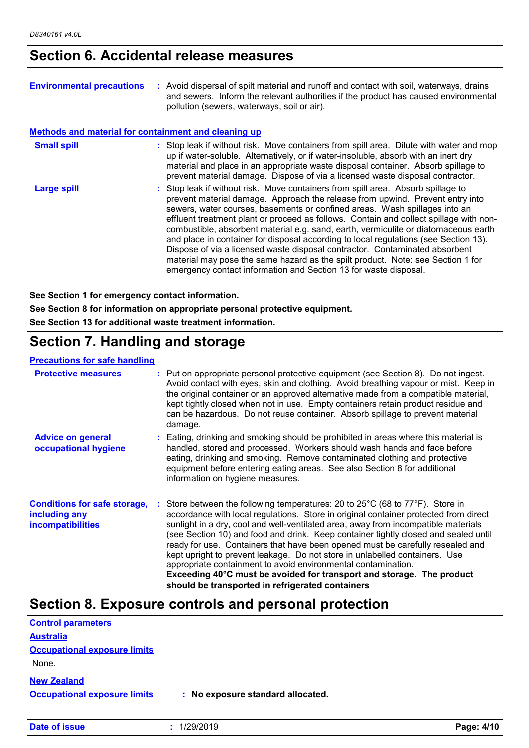## Section 6. Accidental release measures

**Environmental precautions** : Avoid dispersal of spilt material and runoff and contact with soil, waterways, drains and sewers. Inform the relevant authorities if the product has caused environmental pollution (sewers, waterways, soil or air).

### Methods and material for containment and cleaning up

**Small spill** : Stop leak if without risk. Move containers from spill area. Dilute with water and mop up if water-soluble. Alternatively, or if water-insoluble, absorb with an inert dry material and place in an appropriate waste disposal container. Absorb spillage to prevent material damage. Dispose of via a licensed waste disposal contractor.

**Large spill** : Stop leak if without risk. Move containers from spill area. Absorb spillage to prevent material damage. Approach the release from upwind. Prevent entry into sewers, water courses, basements or confined areas. Wash spillages into an effluent treatment plant or proceed as follows. Contain and collect spillage with non-combustible, absorbent material e.g. sand, earth, vermiculite or diatomaceous earth and place in container for disposal according to local regulations (see Section 13). Dispose of via a licensed waste disposal contractor. Contaminated absorbent material may pose the same hazard as the spilt product. Note: see Section 1 for emergency contact information and Section 13 for waste disposal.

**See Section 1 for emergency contact information.**

**See Section 8 for information on appropriate personal protective equipment.**

**See Section 13 for additional waste treatment information.**

## Section 7. Handling and storage

### Precautions for safe handling

**Protective measures** : Put on appropriate personal protective equipment (see Section 8). Do not ingest. Avoid contact with eyes, skin and clothing. Avoid breathing vapour or mist. Keep in the original container or an approved alternative made from a compatible material, kept tightly closed when not in use. Empty containers retain product residue and can be hazardous. Do not reuse container. Absorb spillage to prevent material damage.

**Advice on general occupational hygiene** : Eating, drinking and smoking should be prohibited in areas where this material is handled, stored and processed. Workers should wash hands and face before eating, drinking and smoking. Remove contaminated clothing and protective equipment before entering eating areas. See also Section 8 for additional information on hygiene measures.

**Conditions for safe storage, including any incompatibilities** : Store between the following temperatures: 20 to 25°C (68 to 77°F). Store in accordance with local regulations. Store in original container protected from direct sunlight in a dry, cool and well-ventilated area, away from incompatible materials (see Section 10) and food and drink. Keep container tightly closed and sealed until ready for use. Containers that have been opened must be carefully resealed and kept upright to prevent leakage. Do not store in unlabelled containers. Use appropriate containment to avoid environmental contamination.
**Exceeding 40°C must be avoided for transport and storage. The product should be transported in refrigerated containers**

## Section 8. Exposure controls and personal protection

### Control parameters

### Australia

**Occupational exposure limits**

None.

### New Zealand

**Occupational exposure limits** : **No exposure standard allocated.**

**Date of issue** : 1/29/2019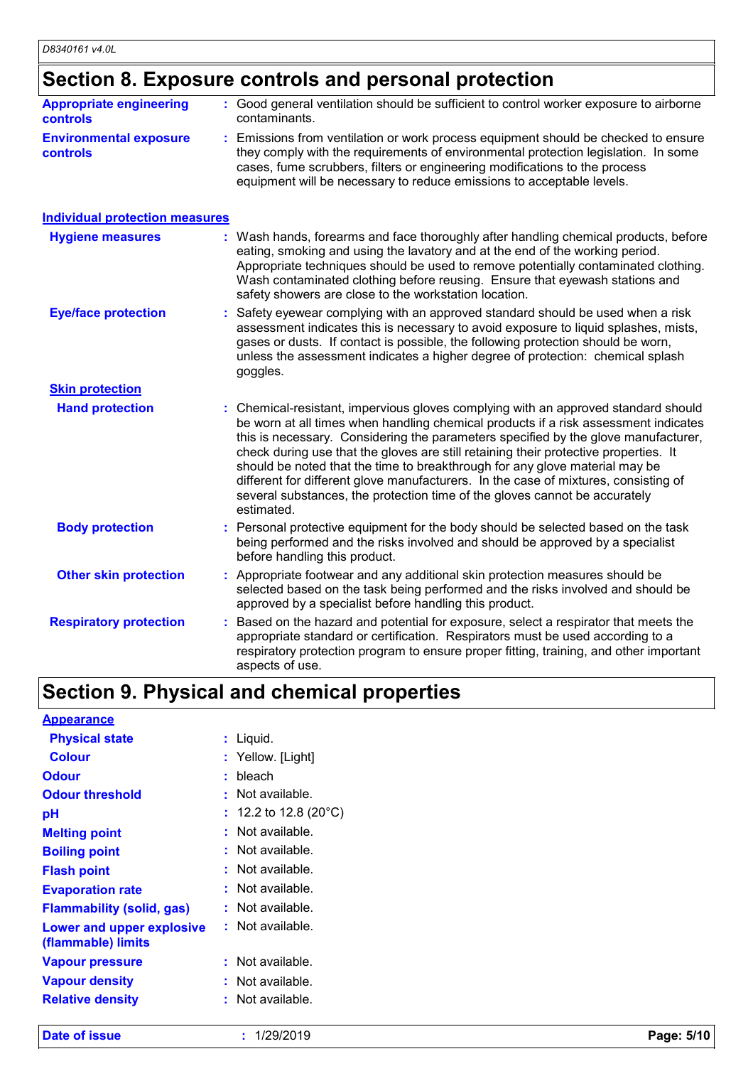## Section 8. Exposure controls and personal protection

| | |
|---|---|
| **Appropriate engineering controls** | : Good general ventilation should be sufficient to control worker exposure to airborne contaminants. |
| **Environmental exposure controls** | : Emissions from ventilation or work process equipment should be checked to ensure they comply with the requirements of environmental protection legislation. In some cases, fume scrubbers, filters or engineering modifications to the process equipment will be necessary to reduce emissions to acceptable levels. |

### Individual protection measures

| | |
|---|---|
| **Hygiene measures** | : Wash hands, forearms and face thoroughly after handling chemical products, before eating, smoking and using the lavatory and at the end of the working period. Appropriate techniques should be used to remove potentially contaminated clothing. Wash contaminated clothing before reusing. Ensure that eyewash stations and safety showers are close to the workstation location. |
| **Eye/face protection** | : Safety eyewear complying with an approved standard should be used when a risk assessment indicates this is necessary to avoid exposure to liquid splashes, mists, gases or dusts. If contact is possible, the following protection should be worn, unless the assessment indicates a higher degree of protection: chemical splash goggles. |

#### Skin protection

| | |
|---|---|
| **Hand protection** | : Chemical-resistant, impervious gloves complying with an approved standard should be worn at all times when handling chemical products if a risk assessment indicates this is necessary. Considering the parameters specified by the glove manufacturer, check during use that the gloves are still retaining their protective properties. It should be noted that the time to breakthrough for any glove material may be different for different glove manufacturers. In the case of mixtures, consisting of several substances, the protection time of the gloves cannot be accurately estimated. |
| **Body protection** | : Personal protective equipment for the body should be selected based on the task being performed and the risks involved and should be approved by a specialist before handling this product. |
| **Other skin protection** | : Appropriate footwear and any additional skin protection measures should be selected based on the task being performed and the risks involved and should be approved by a specialist before handling this product. |
| **Respiratory protection** | : Based on the hazard and potential for exposure, select a respirator that meets the appropriate standard or certification. Respirators must be used according to a respiratory protection program to ensure proper fitting, training, and other important aspects of use. |

## Section 9. Physical and chemical properties

### Appearance

| | |
|---|---|
| **Physical state** | : Liquid. |
| **Colour** | : Yellow. [Light] |
| **Odour** | : bleach |
| **Odour threshold** | : Not available. |
| **pH** | : 12.2 to 12.8 (20°C) |
| **Melting point** | : Not available. |
| **Boiling point** | : Not available. |
| **Flash point** | : Not available. |
| **Evaporation rate** | : Not available. |
| **Flammability (solid, gas)** | : Not available. |
| **Lower and upper explosive (flammable) limits** | : Not available. |
| **Vapour pressure** | : Not available. |
| **Vapour density** | : Not available. |
| **Relative density** | : Not available. |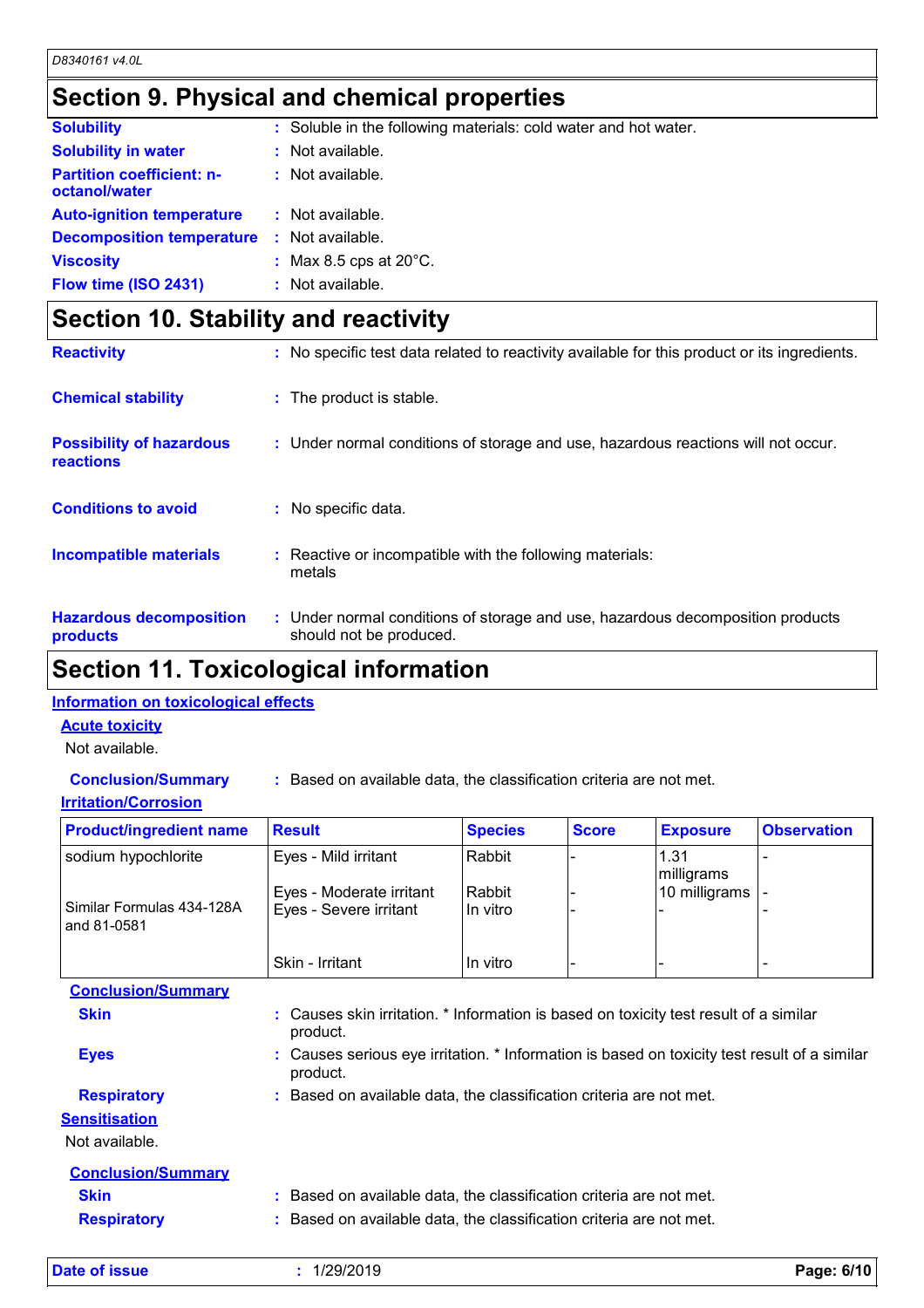## Section 9. Physical and chemical properties

| | | |
|---|---|---|
| **Solubility** | : | Soluble in the following materials: cold water and hot water. |
| **Solubility in water** | : | Not available. |
| **Partition coefficient: n-octanol/water** | : | Not available. |
| **Auto-ignition temperature** | : | Not available. |
| **Decomposition temperature** | : | Not available. |
| **Viscosity** | : | Max 8.5 cps at 20°C. |
| **Flow time (ISO 2431)** | : | Not available. |

## Section 10. Stability and reactivity

| | | |
|---|---|---|
| **Reactivity** | : | No specific test data related to reactivity available for this product or its ingredients. |
| **Chemical stability** | : | The product is stable. |
| **Possibility of hazardous reactions** | : | Under normal conditions of storage and use, hazardous reactions will not occur. |
| **Conditions to avoid** | : | No specific data. |
| **Incompatible materials** | : | Reactive or incompatible with the following materials: metals |
| **Hazardous decomposition products** | : | Under normal conditions of storage and use, hazardous decomposition products should not be produced. |

## Section 11. Toxicological information

### Information on toxicological effects

#### Acute toxicity

Not available.

**Conclusion/Summary** : Based on available data, the classification criteria are not met.

#### Irritation/Corrosion

| Product/ingredient name | Result | Species | Score | Exposure | Observation |
|---|---|---|---|---|---|
| sodium hypochlorite | Eyes - Mild irritant | Rabbit | - | 1.31 milligrams | - |
| | Eyes - Moderate irritant | Rabbit | - | 10 milligrams | - |
| Similar Formulas 434-128A and 81-0581 | Eyes - Severe irritant | In vitro | - | - | - |
| | Skin - Irritant | In vitro | - | - | - |

**Conclusion/Summary**

| | | |
|---|---|---|
| **Skin** | : | Causes skin irritation. * Information is based on toxicity test result of a similar product. |
| **Eyes** | : | Causes serious eye irritation. * Information is based on toxicity test result of a similar product. |
| **Respiratory** | : | Based on available data, the classification criteria are not met. |

#### Sensitisation

Not available.

**Conclusion/Summary**

| | | |
|---|---|---|
| **Skin** | : | Based on available data, the classification criteria are not met. |
| **Respiratory** | : | Based on available data, the classification criteria are not met. |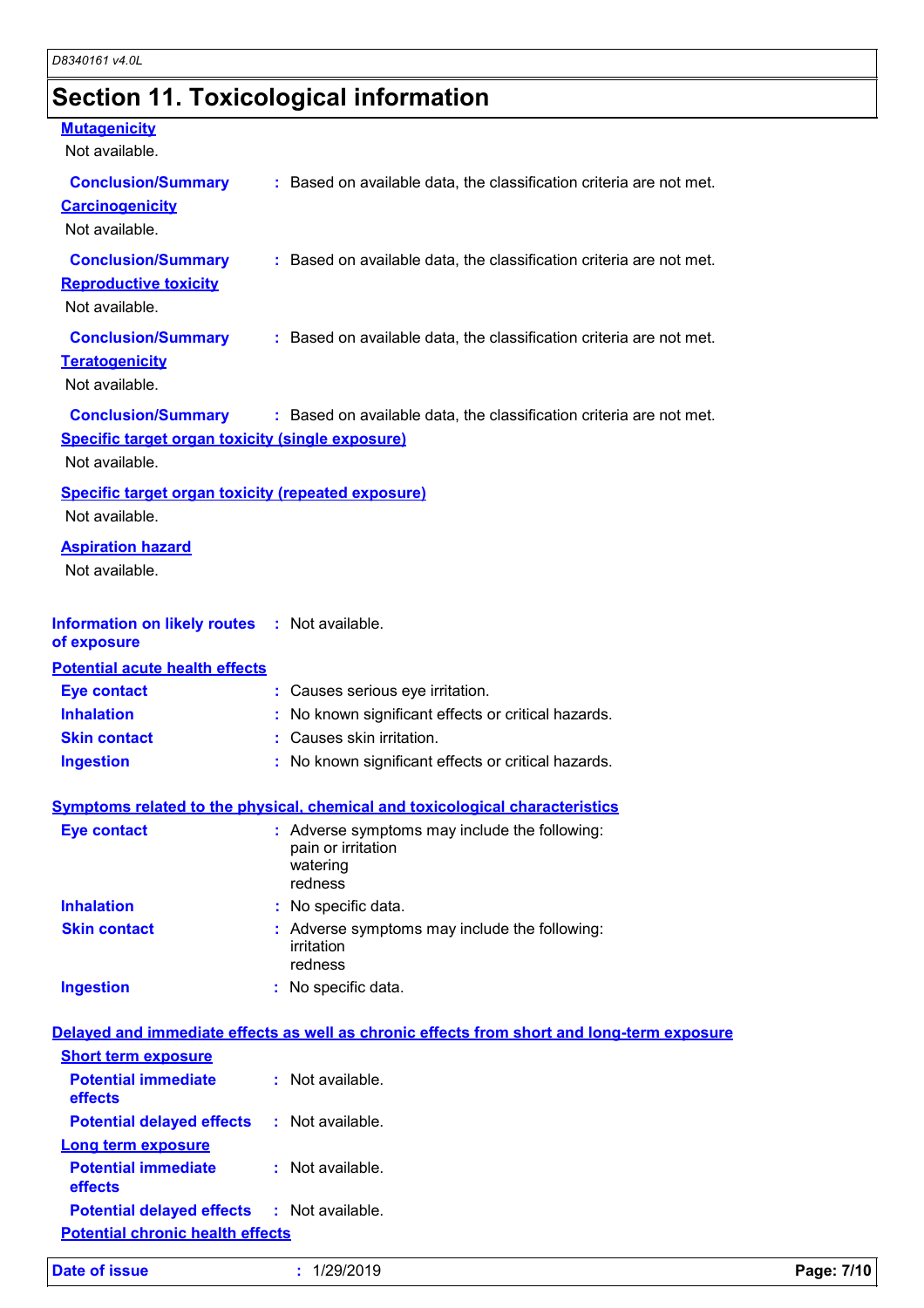## Section 11. Toxicological information

**Mutagenicity**

Not available.

**Conclusion/Summary** : Based on available data, the classification criteria are not met.

**Carcinogenicity**

Not available.

**Conclusion/Summary** : Based on available data, the classification criteria are not met.

**Reproductive toxicity**

Not available.

**Conclusion/Summary** : Based on available data, the classification criteria are not met.

**Teratogenicity**

Not available.

**Conclusion/Summary** : Based on available data, the classification criteria are not met.

**Specific target organ toxicity (single exposure)**

Not available.

**Specific target organ toxicity (repeated exposure)**

Not available.

**Aspiration hazard**

Not available.

**Information on likely routes of exposure** : Not available.

**Potential acute health effects**

**Eye contact** : Causes serious eye irritation.

**Inhalation** : No known significant effects or critical hazards.

**Skin contact** : Causes skin irritation.

**Ingestion** : No known significant effects or critical hazards.

**Symptoms related to the physical, chemical and toxicological characteristics**

**Eye contact** : Adverse symptoms may include the following:
pain or irritation
watering
redness

**Inhalation** : No specific data.

**Skin contact** : Adverse symptoms may include the following:
irritation
redness

**Ingestion** : No specific data.

**Delayed and immediate effects as well as chronic effects from short and long-term exposure**

**Short term exposure**

**Potential immediate effects** : Not available.

**Potential delayed effects** : Not available.

**Long term exposure**

**Potential immediate effects** : Not available.

**Potential delayed effects** : Not available.

**Potential chronic health effects**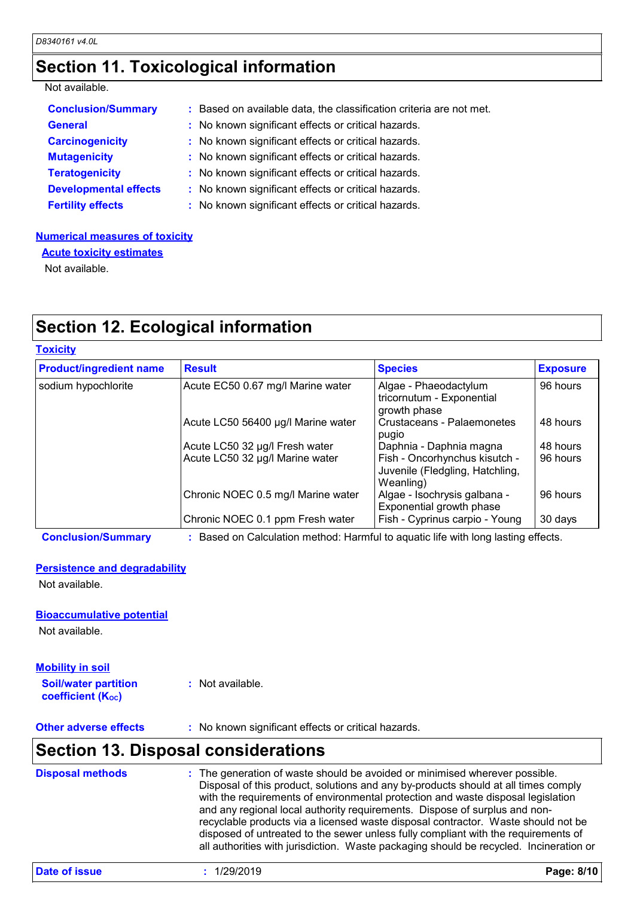## Section 11. Toxicological information

Not available.

**Conclusion/Summary** : Based on available data, the classification criteria are not met.

**General** : No known significant effects or critical hazards.

**Carcinogenicity** : No known significant effects or critical hazards.

**Mutagenicity** : No known significant effects or critical hazards.

**Teratogenicity** : No known significant effects or critical hazards.

**Developmental effects** : No known significant effects or critical hazards.

**Fertility effects** : No known significant effects or critical hazards.

**Numerical measures of toxicity**

**Acute toxicity estimates**

Not available.

## Section 12. Ecological information

**Toxicity**

| Product/ingredient name | Result | Species | Exposure |
|---|---|---|---|
| sodium hypochlorite | Acute EC50 0.67 mg/l Marine water | Algae - Phaeodactylum tricornutum - Exponential growth phase | 96 hours |
| | Acute LC50 56400 µg/l Marine water | Crustaceans - Palaemonetes pugio | 48 hours |
| | Acute LC50 32 µg/l Fresh water | Daphnia - Daphnia magna | 48 hours |
| | Acute LC50 32 µg/l Marine water | Fish - Oncorhynchus kisutch - Juvenile (Fledgling, Hatchling, Weanling) | 96 hours |
| | Chronic NOEC 0.5 mg/l Marine water | Algae - Isochrysis galbana - Exponential growth phase | 96 hours |
| | Chronic NOEC 0.1 ppm Fresh water | Fish - Cyprinus carpio - Young | 30 days |

**Conclusion/Summary** : Based on Calculation method: Harmful to aquatic life with long lasting effects.

**Persistence and degradability**

Not available.

**Bioaccumulative potential**

Not available.

**Mobility in soil**

**Soil/water partition coefficient ($K_{OC}$)** : Not available.

**Other adverse effects** : No known significant effects or critical hazards.

## Section 13. Disposal considerations

**Disposal methods** : The generation of waste should be avoided or minimised wherever possible. Disposal of this product, solutions and any by-products should at all times comply with the requirements of environmental protection and waste disposal legislation and any regional local authority requirements. Dispose of surplus and non-recyclable products via a licensed waste disposal contractor. Waste should not be disposed of untreated to the sewer unless fully compliant with the requirements of all authorities with jurisdiction. Waste packaging should be recycled. Incineration or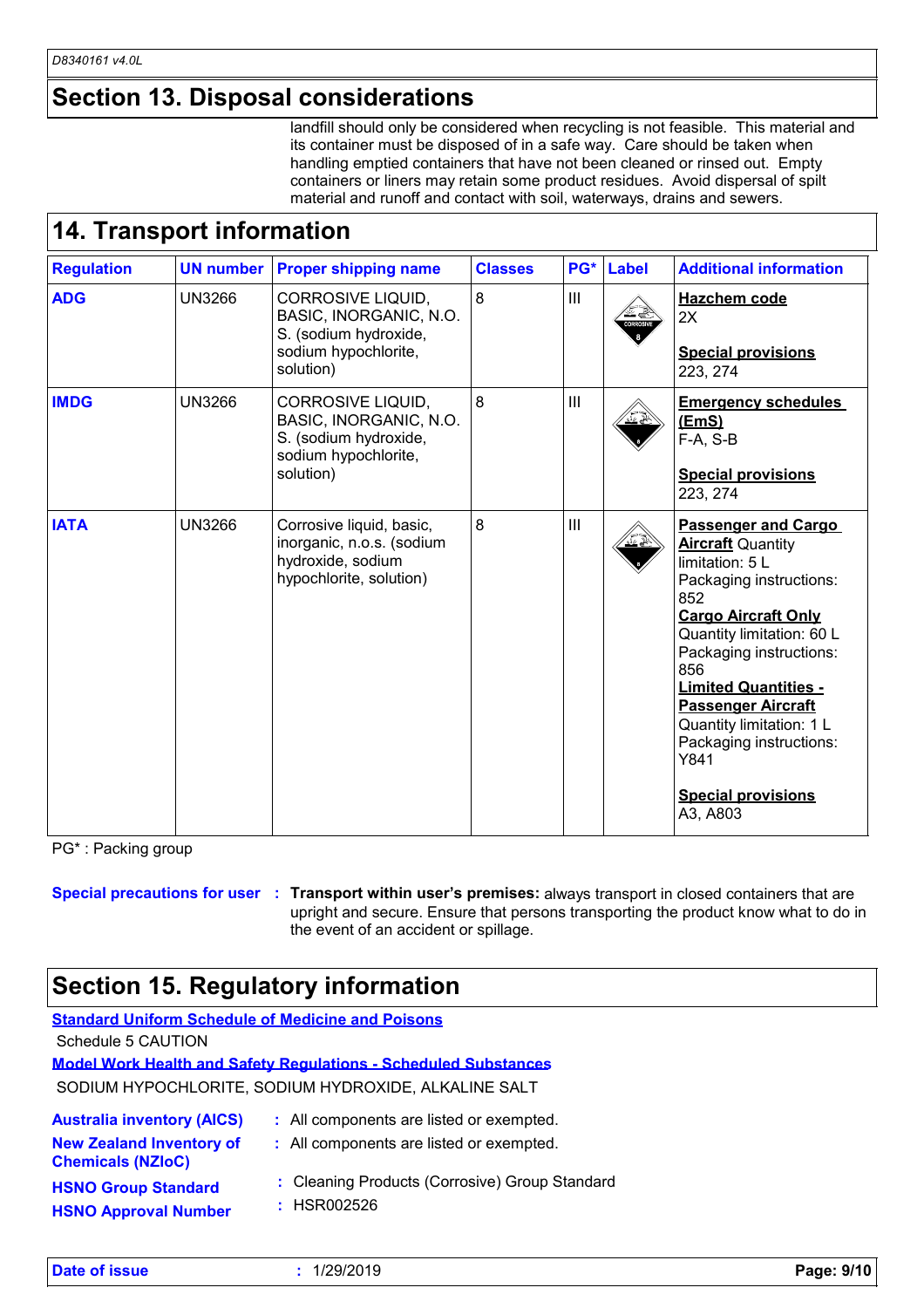## Section 13. Disposal considerations

landfill should only be considered when recycling is not feasible. This material and its container must be disposed of in a safe way. Care should be taken when handling emptied containers that have not been cleaned or rinsed out. Empty containers or liners may retain some product residues. Avoid dispersal of spilt material and runoff and contact with soil, waterways, drains and sewers.

## 14. Transport information

| Regulation | UN number | Proper shipping name | Classes | PG* | Label | Additional information |
|---|---|---|---|---|---|---|
| **ADG** | UN3266 | CORROSIVE LIQUID, BASIC, INORGANIC, N.O. S. (sodium hydroxide, sodium hypochlorite, solution) | 8 | III | | **Hazchem code** 2X<br><br>**Special provisions** 223, 274 |
| **IMDG** | UN3266 | CORROSIVE LIQUID, BASIC, INORGANIC, N.O. S. (sodium hydroxide, sodium hypochlorite, solution) | 8 | III | | **Emergency schedules (EmS)** F-A, S-B<br><br>**Special provisions** 223, 274 |
| **IATA** | UN3266 | Corrosive liquid, basic, inorganic, n.o.s. (sodium hydroxide, sodium hypochlorite, solution) | 8 | III | | **Passenger and Cargo Aircraft** Quantity limitation: 5 L Packaging instructions: 852<br>**Cargo Aircraft Only** Quantity limitation: 60 L Packaging instructions: 856<br>**Limited Quantities - Passenger Aircraft** Quantity limitation: 1 L Packaging instructions: Y841<br><br>**Special provisions** A3, A803 |

PG* : Packing group

**Special precautions for user** : **Transport within user's premises:** always transport in closed containers that are upright and secure. Ensure that persons transporting the product know what to do in the event of an accident or spillage.

## Section 15. Regulatory information

**Standard Uniform Schedule of Medicine and Poisons**

Schedule 5 CAUTION

**Model Work Health and Safety Regulations - Scheduled Substances**

SODIUM HYPOCHLORITE, SODIUM HYDROXIDE, ALKALINE SALT

**Australia inventory (AICS)** : All components are listed or exempted.

**New Zealand Inventory of Chemicals (NZIoC)** : All components are listed or exempted.

**HSNO Group Standard** : Cleaning Products (Corrosive) Group Standard

**HSNO Approval Number** : HSR002526

**Date of issue** : 1/29/2019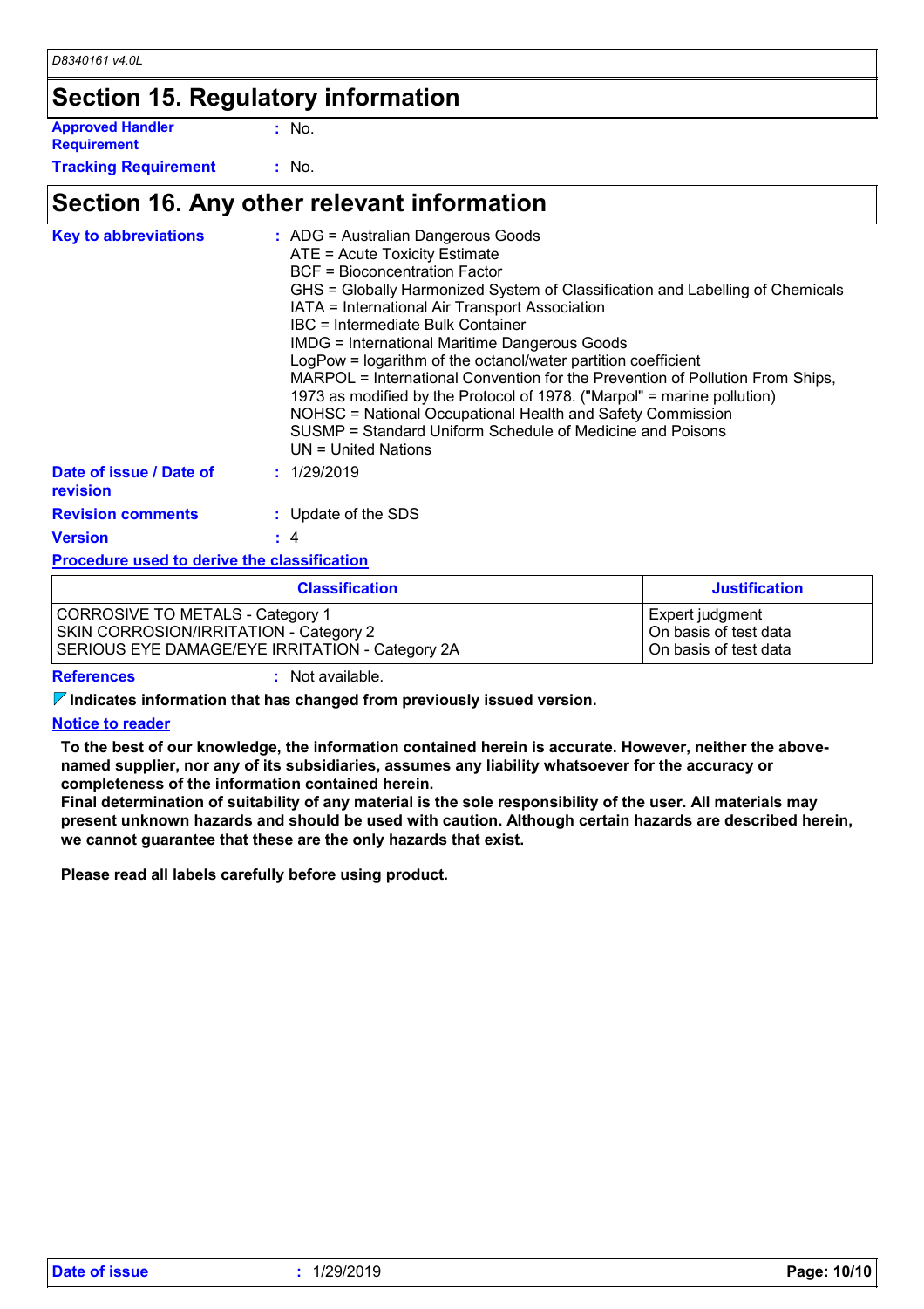## Section 15. Regulatory information

**Approved Handler Requirement** : No.

**Tracking Requirement** : No.

## Section 16. Any other relevant information

**Key to abbreviations** :
ADG = Australian Dangerous Goods
ATE = Acute Toxicity Estimate
BCF = Bioconcentration Factor
GHS = Globally Harmonized System of Classification and Labelling of Chemicals
IATA = International Air Transport Association
IBC = Intermediate Bulk Container
IMDG = International Maritime Dangerous Goods
LogPow = logarithm of the octanol/water partition coefficient
MARPOL = International Convention for the Prevention of Pollution From Ships, 1973 as modified by the Protocol of 1978. ("Marpol" = marine pollution)
NOHSC = National Occupational Health and Safety Commission
SUSMP = Standard Uniform Schedule of Medicine and Poisons
UN = United Nations

**Date of issue / Date of revision** : 1/29/2019

**Revision comments** : Update of the SDS

**Version** : 4

**Procedure used to derive the classification**

| Classification | Justification |
|---|---|
| CORROSIVE TO METALS - Category 1 | Expert judgment |
| SKIN CORROSION/IRRITATION - Category 2 | On basis of test data |
| SERIOUS EYE DAMAGE/EYE IRRITATION - Category 2A | On basis of test data |

**References** : Not available.

**Indicates information that has changed from previously issued version.**

**Notice to reader**

**To the best of our knowledge, the information contained herein is accurate. However, neither the above-named supplier, nor any of its subsidiaries, assumes any liability whatsoever for the accuracy or completeness of the information contained herein.**
**Final determination of suitability of any material is the sole responsibility of the user. All materials may present unknown hazards and should be used with caution. Although certain hazards are described herein, we cannot guarantee that these are the only hazards that exist.**

**Please read all labels carefully before using product.**